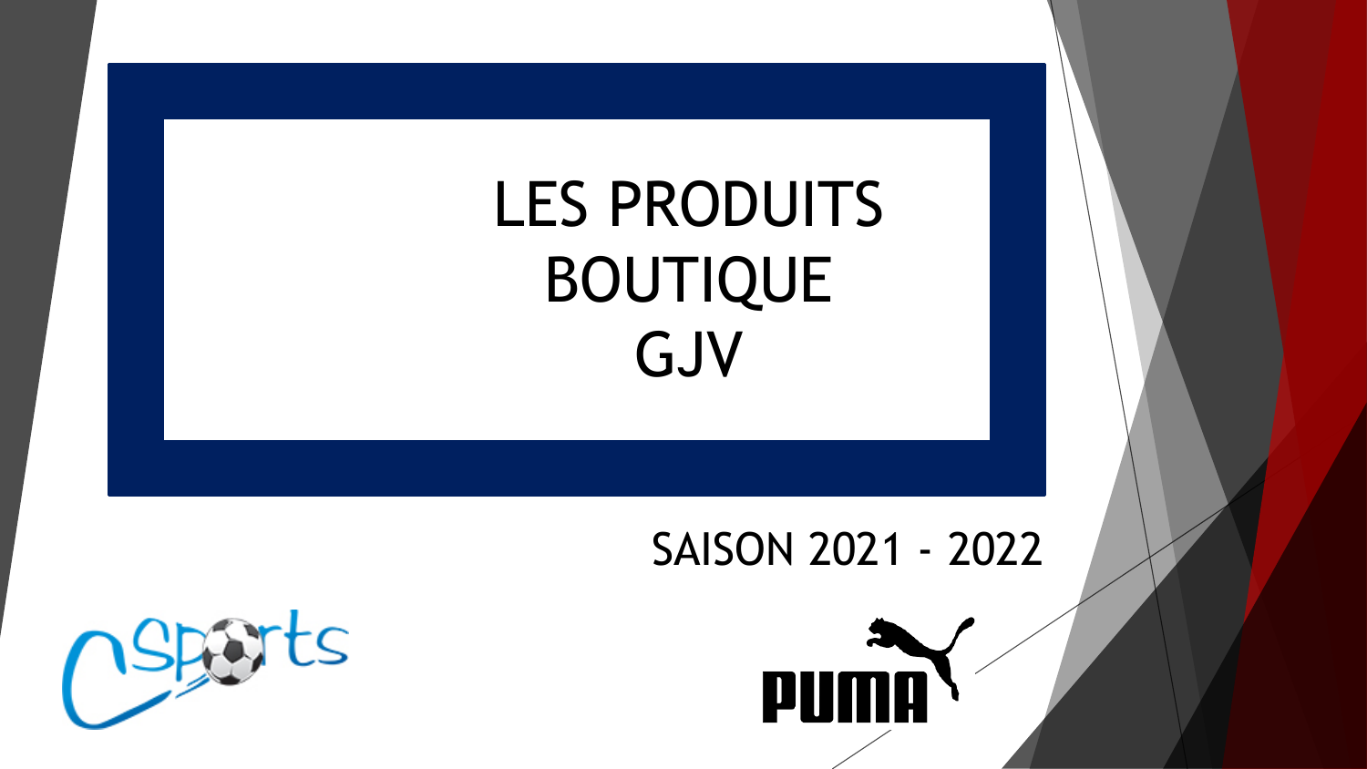# LES PRODUITS BOUTIQUE GJV

SAISON 2021 - 2022

CSports

PUMA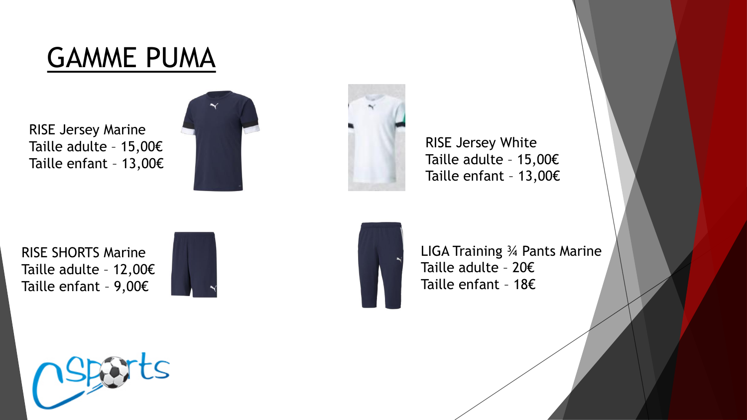# GAMME PUMA

RISE Jersey Marine
Taille adulte – 15,00€
Taille enfant – 13,00€

RISE Jersey White
Taille adulte – 15,00€
Taille enfant – 13,00€

RISE SHORTS Marine
Taille adulte – 12,00€
Taille enfant – 9,00€

LIGA Training ¾ Pants Marine
Taille adulte – 20€
Taille enfant – 18€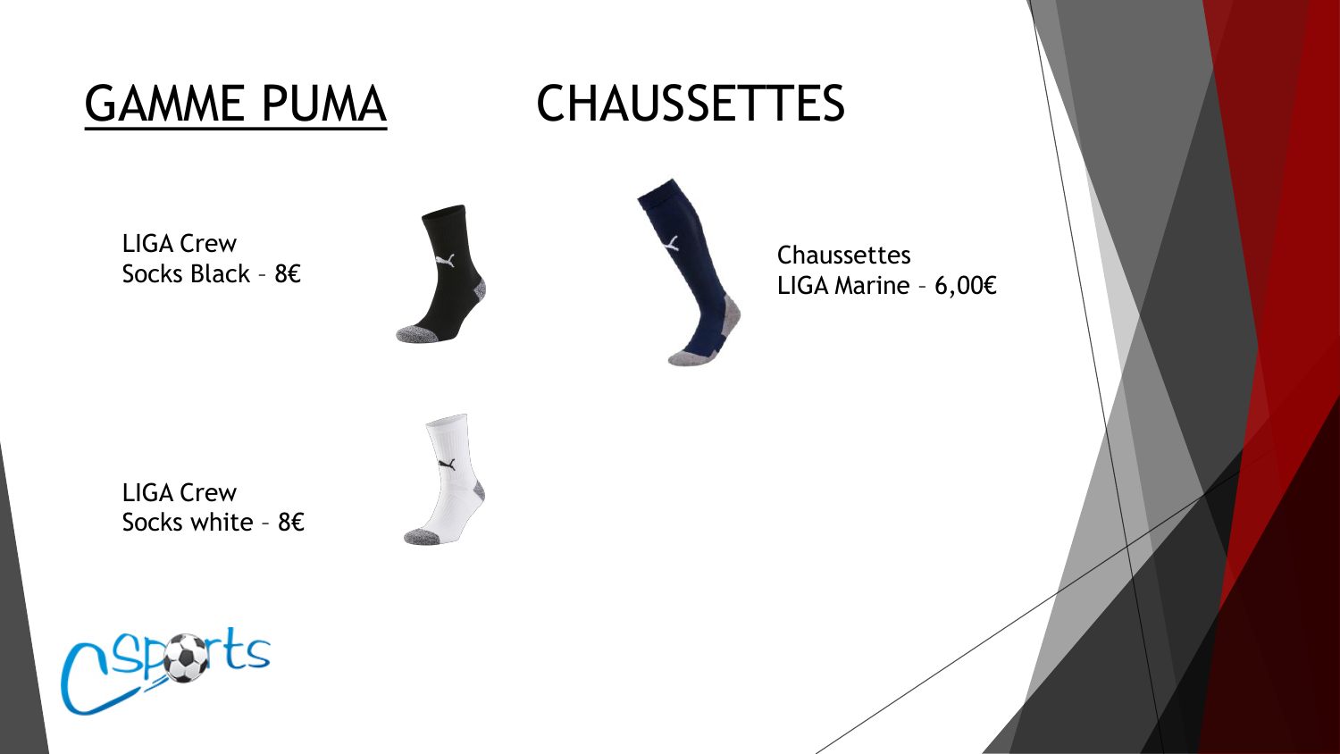# GAMME PUMA

## CHAUSSETTES

LIGA Crew
Socks Black – 8€

Chaussettes
LIGA Marine – 6,00€

LIGA Crew
Socks white – 8€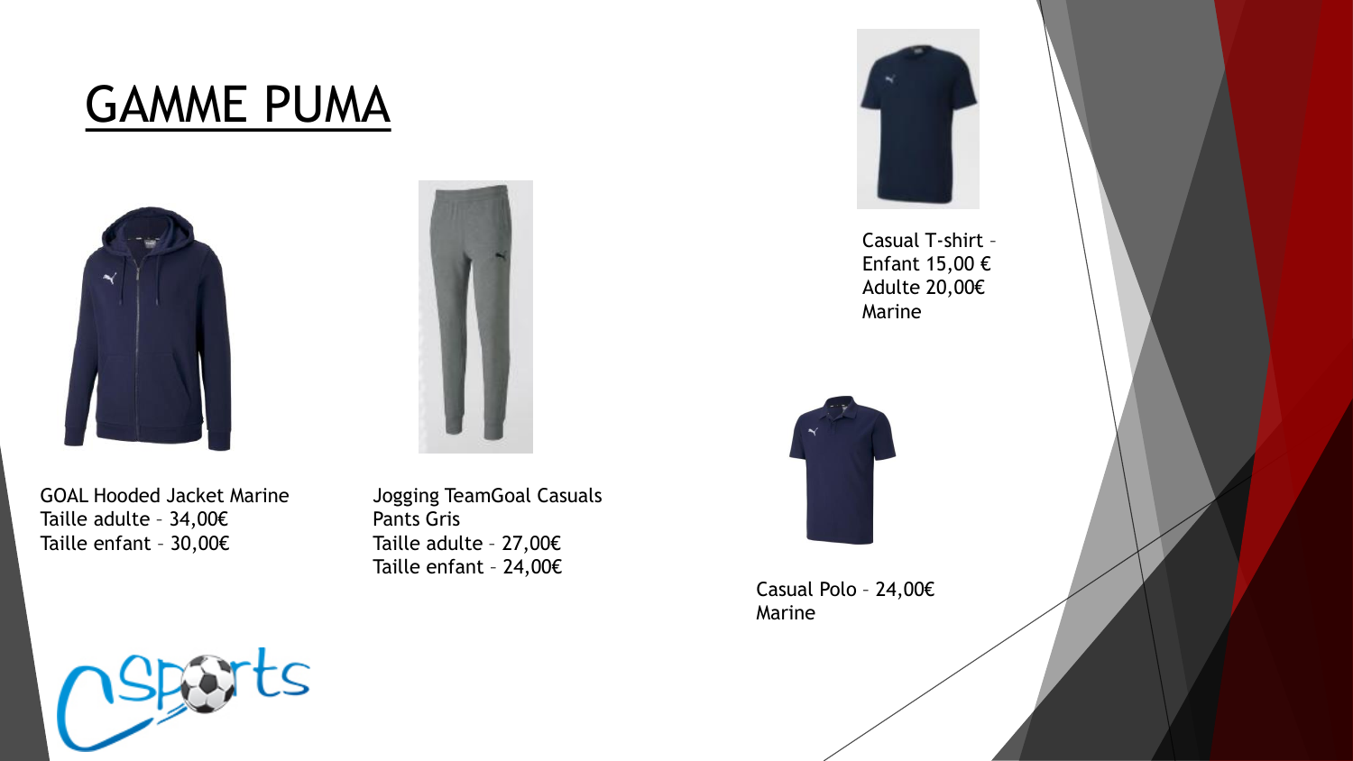# GAMME PUMA

GOAL Hooded Jacket Marine
Taille adulte – 34,00€
Taille enfant – 30,00€

Jogging TeamGoal Casuals
Pants Gris
Taille adulte – 27,00€
Taille enfant – 24,00€

Casual T-shirt –
Enfant 15,00 €
Adulte 20,00€
Marine

Casual Polo – 24,00€
Marine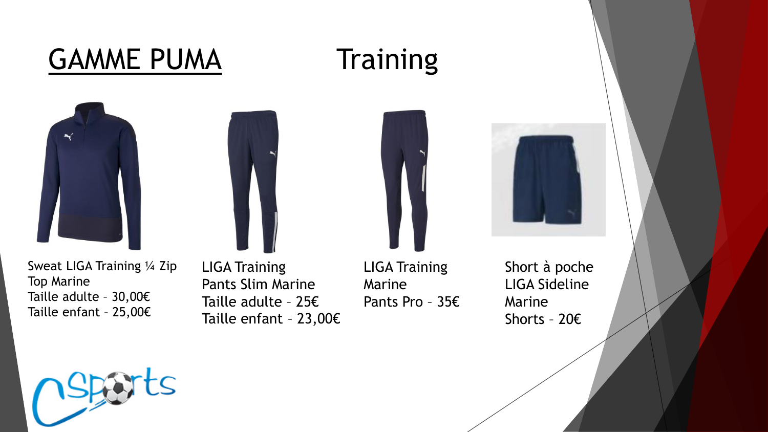# GAMME PUMA

## Training

Sweat LIGA Training ¼ Zip Top Marine
Taille adulte – 30,00€
Taille enfant – 25,00€

LIGA Training Pants Slim Marine
Taille adulte – 25€
Taille enfant – 23,00€

LIGA Training Marine Pants Pro – 35€

Short à poche LIGA Sideline Marine Shorts – 20€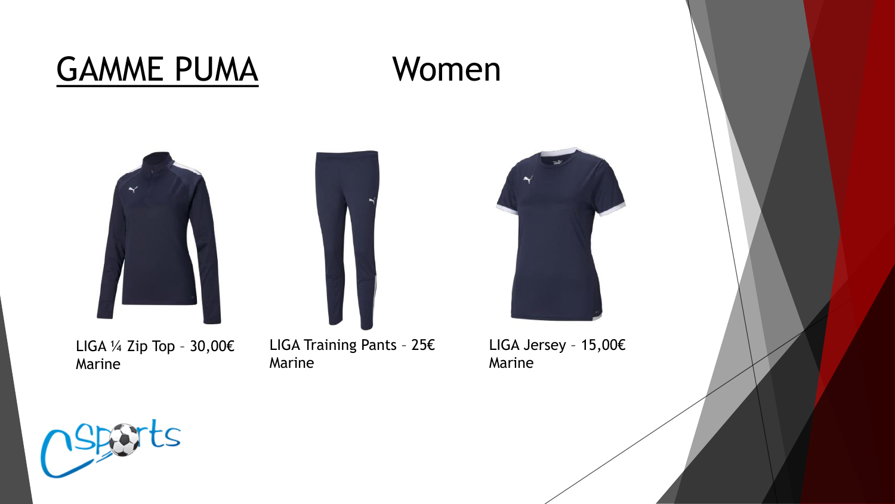# GAMME PUMA

## Women

LIGA ¼ Zip Top – 30,00€
Marine

LIGA Training Pants – 25€
Marine

LIGA Jersey – 15,00€
Marine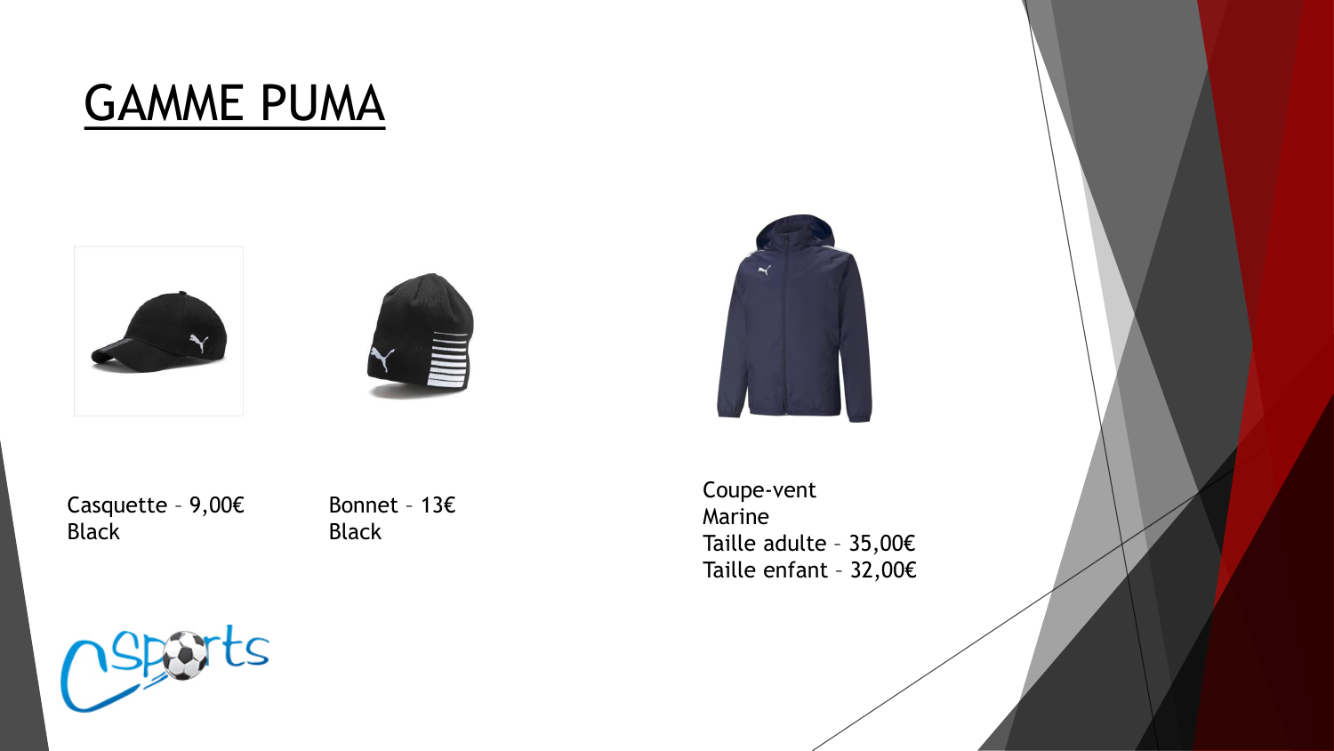# GAMME PUMA

Casquette – 9,00€
Black

Bonnet – 13€
Black

Coupe-vent
Marine
Taille adulte – 35,00€
Taille enfant – 32,00€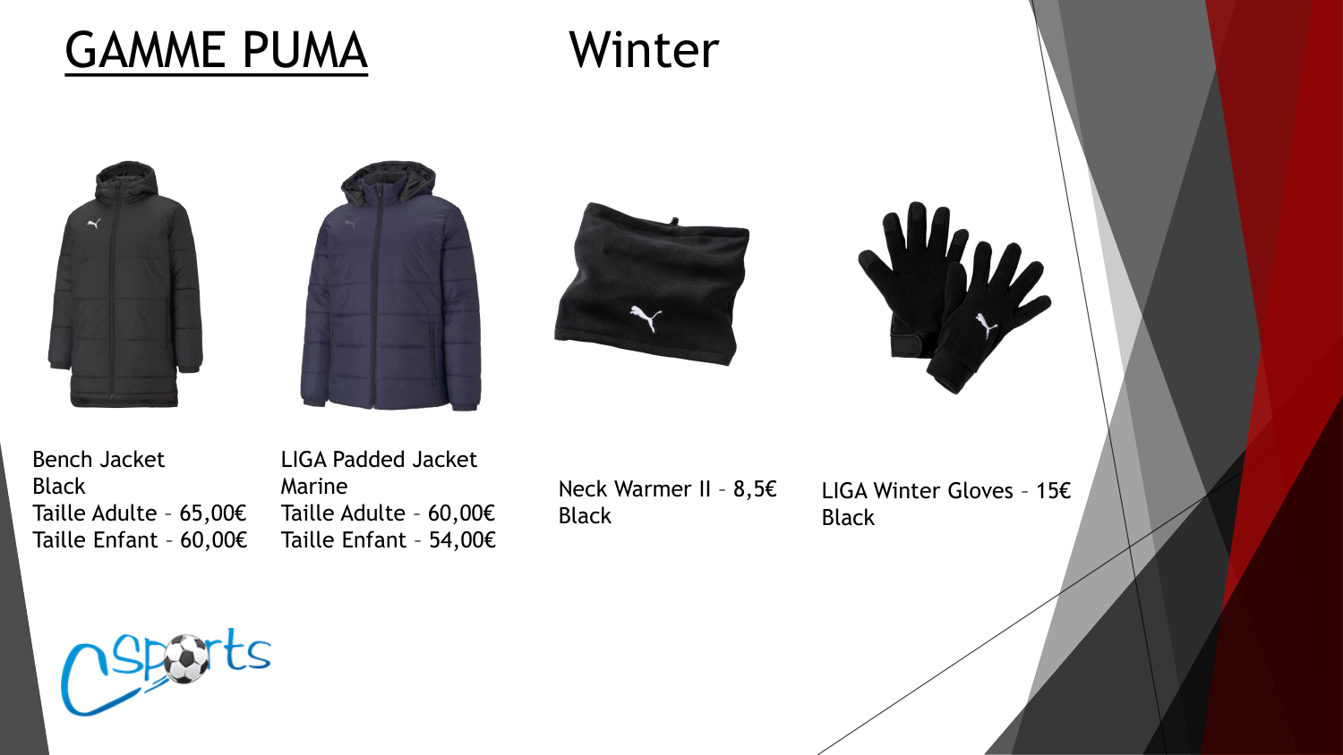# GAMME PUMA

## Winter

Bench Jacket
Black
Taille Adulte – 65,00€
Taille Enfant – 60,00€

LIGA Padded Jacket
Marine
Taille Adulte – 60,00€
Taille Enfant – 54,00€

Neck Warmer II – 8,5€
Black

LIGA Winter Gloves – 15€
Black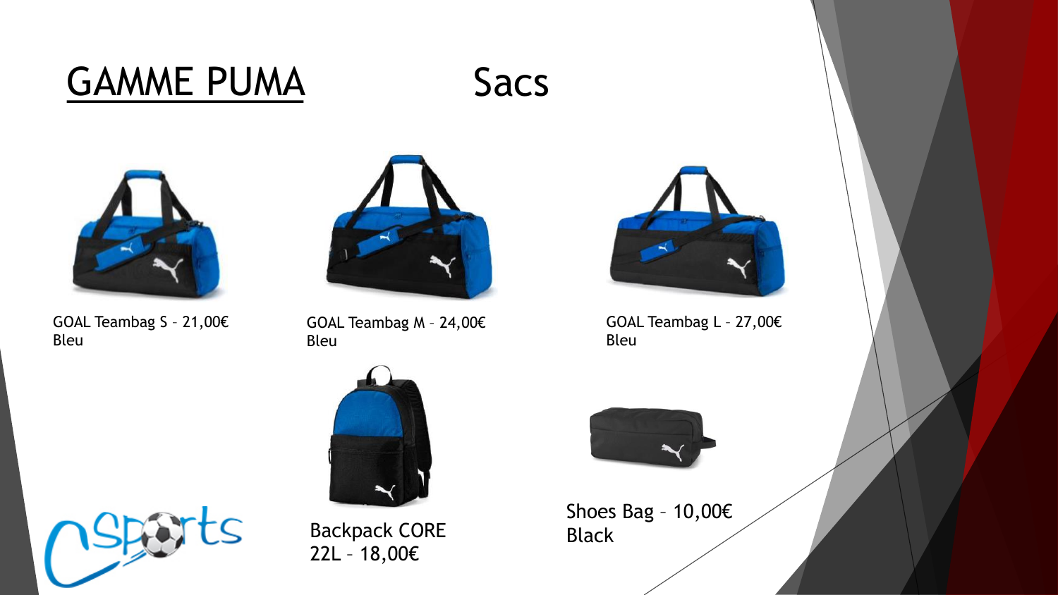# GAMME PUMA

## Sacs

GOAL Teambag S – 21,00€
Bleu

GOAL Teambag M – 24,00€
Bleu

GOAL Teambag L – 27,00€
Bleu

Backpack CORE
22L – 18,00€

Shoes Bag – 10,00€
Black